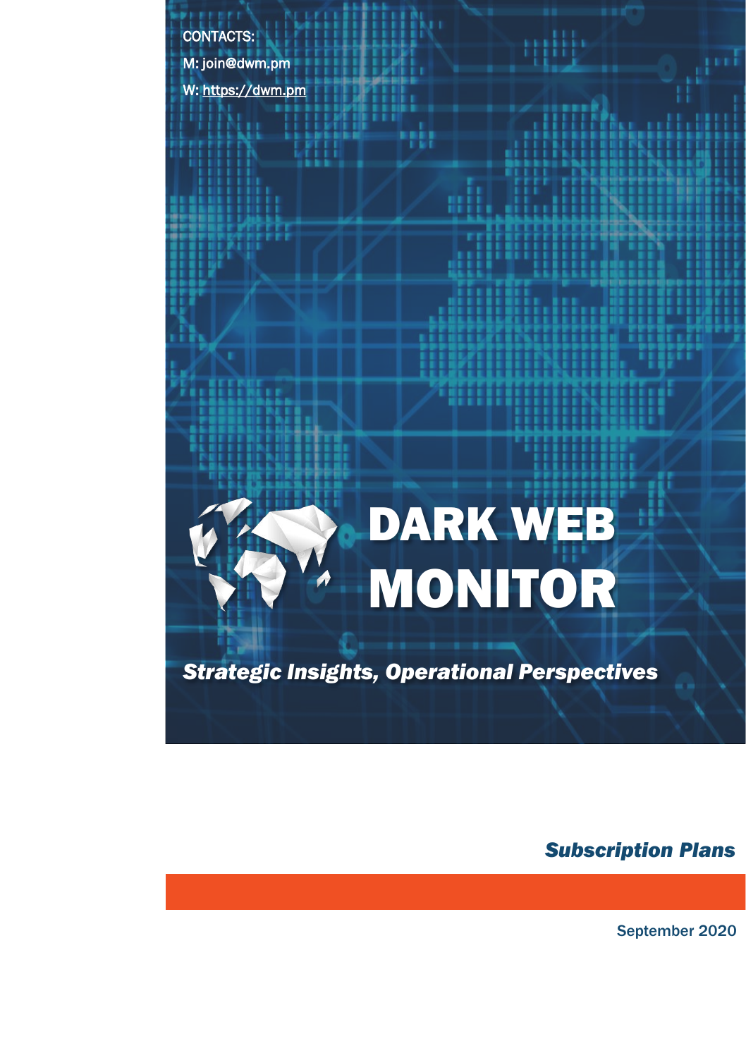CONTACTS:

M: join@dwm.pm

W: https://dwm.pm

# DARK WEB MONITOR

***Strategic Insights, Operational Perspectives***

## *Subscription Plans*

September 2020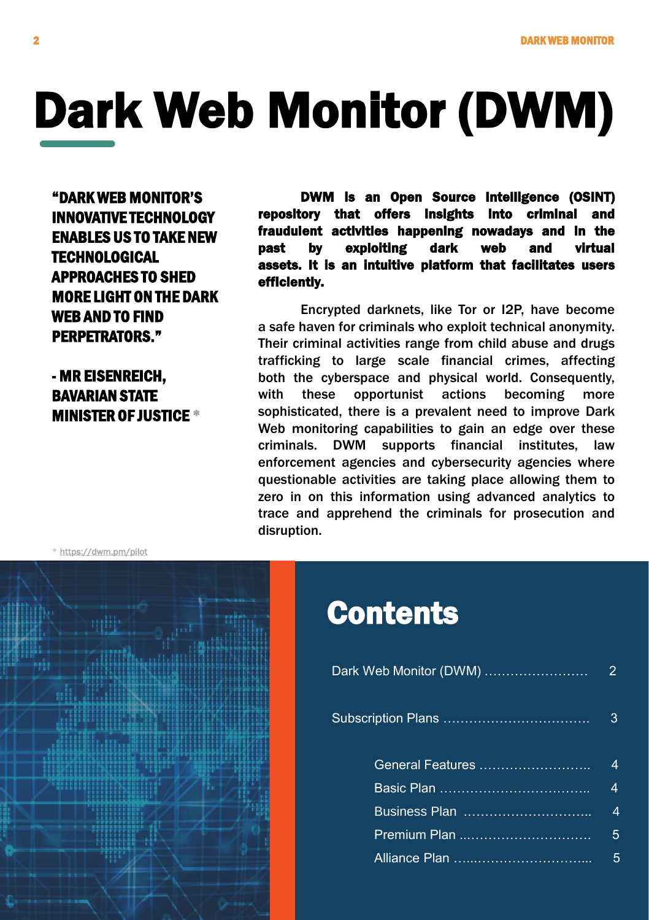# Dark Web Monitor (DWM)

> **"DARK WEB MONITOR'S INNOVATIVE TECHNOLOGY ENABLES US TO TAKE NEW TECHNOLOGICAL APPROACHES TO SHED MORE LIGHT ON THE DARK WEB AND TO FIND PERPETRATORS."**
>
> **- MR EISENREICH, BAVARIAN STATE MINISTER OF JUSTICE** *

**DWM is an Open Source Intelligence (OSINT) repository that offers insights into criminal and fraudulent activities happening nowadays and in the past by exploiting dark web and virtual assets. It is an intuitive platform that facilitates users efficiently.**

Encrypted darknets, like Tor or I2P, have become a safe haven for criminals who exploit technical anonymity. Their criminal activities range from child abuse and drugs trafficking to large scale financial crimes, affecting both the cyberspace and physical world. Consequently, with these opportunist actions becoming more sophisticated, there is a prevalent need to improve Dark Web monitoring capabilities to gain an edge over these criminals. DWM supports financial institutes, law enforcement agencies and cybersecurity agencies where questionable activities are taking place allowing them to zero in on this information using advanced analytics to trace and apprehend the criminals for prosecution and disruption.

\* https://dwm.pm/pilot

## Contents

| | |
|---|---|
| Dark Web Monitor (DWM) | 2 |
| Subscription Plans | 3 |
| General Features | 4 |
| Basic Plan | 4 |
| Business Plan | 4 |
| Premium Plan | 5 |
| Alliance Plan | 5 |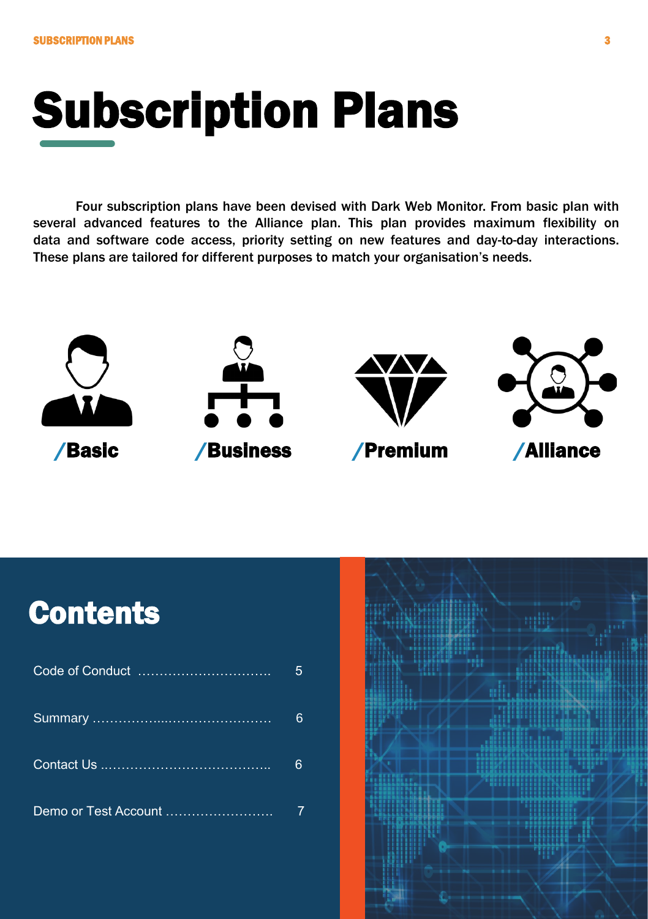# Subscription Plans

Four subscription plans have been devised with Dark Web Monitor. From basic plan with several advanced features to the Alliance plan. This plan provides maximum flexibility on data and software code access, priority setting on new features and day-to-day interactions. These plans are tailored for different purposes to match your organisation's needs.

/Basic

/Business

/Premium

/Alliance

## Contents

| | |
|---|---|
| Code of Conduct ………………………… | 5 |
| Summary ……………..…………………… | 6 |
| Contact Us ..……………………………….. | 6 |
| Demo or Test Account ……………………. | 7 |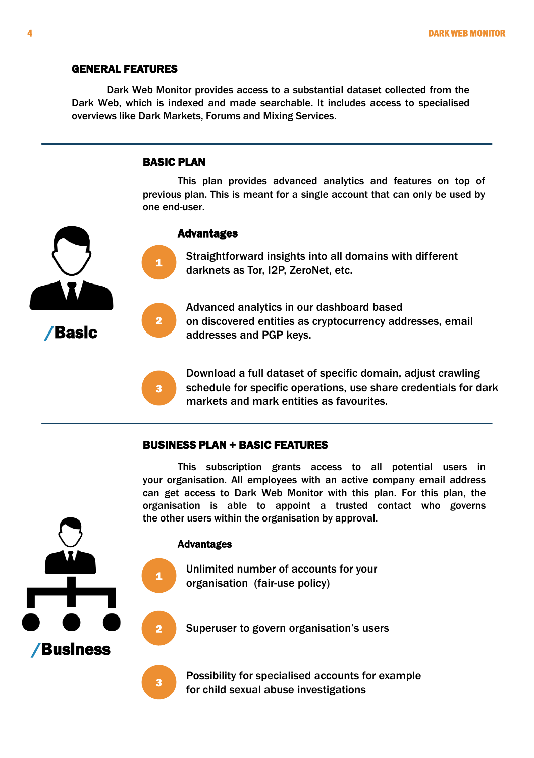## GENERAL FEATURES

Dark Web Monitor provides access to a substantial dataset collected from the Dark Web, which is indexed and made searchable. It includes access to specialised overviews like Dark Markets, Forums and Mixing Services.

---

## BASIC PLAN

This plan provides advanced analytics and features on top of previous plan. This is meant for a single account that can only be used by one end-user.

/Basic

### Advantages

1. Straightforward insights into all domains with different darknets as Tor, I2P, ZeroNet, etc.
2. Advanced analytics in our dashboard based on discovered entities as cryptocurrency addresses, email addresses and PGP keys.
3. Download a full dataset of specific domain, adjust crawling schedule for specific operations, use share credentials for dark markets and mark entities as favourites.

---

## BUSINESS PLAN + BASIC FEATURES

This subscription grants access to all potential users in your organisation. All employees with an active company email address can get access to Dark Web Monitor with this plan. For this plan, the organisation is able to appoint a trusted contact who governs the other users within the organisation by approval.

/Business

### Advantages

1. Unlimited number of accounts for your organisation (fair-use policy)
2. Superuser to govern organisation's users
3. Possibility for specialised accounts for example for child sexual abuse investigations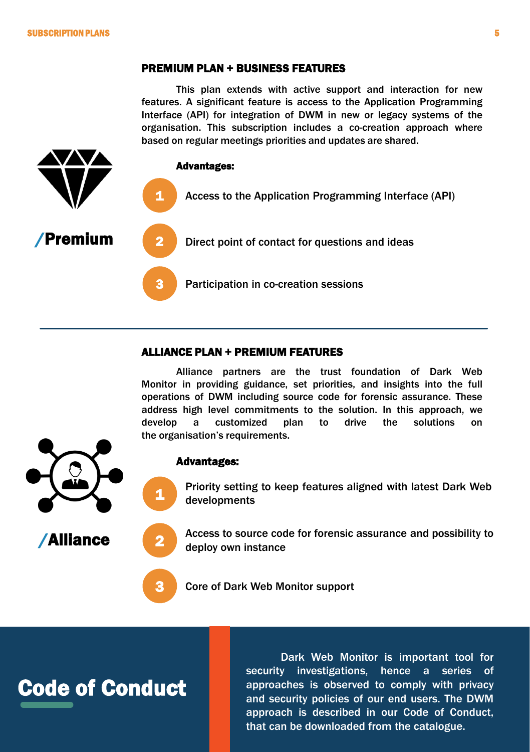## PREMIUM PLAN + BUSINESS FEATURES

This plan extends with active support and interaction for new features. A significant feature is access to the Application Programming Interface (API) for integration of DWM in new or legacy systems of the organisation. This subscription includes a co-creation approach where based on regular meetings priorities and updates are shared.

**/Premium**

**Advantages:**

1. Access to the Application Programming Interface (API)
2. Direct point of contact for questions and ideas
3. Participation in co-creation sessions

---

## ALLIANCE PLAN + PREMIUM FEATURES

Alliance partners are the trust foundation of Dark Web Monitor in providing guidance, set priorities, and insights into the full operations of DWM including source code for forensic assurance. These address high level commitments to the solution. In this approach, we develop a customized plan to drive the solutions on the organisation's requirements.

**/Alliance**

**Advantages:**

1. Priority setting to keep features aligned with latest Dark Web developments
2. Access to source code for forensic assurance and possibility to deploy own instance
3. Core of Dark Web Monitor support

## Code of Conduct

Dark Web Monitor is important tool for security investigations, hence a series of approaches is observed to comply with privacy and security policies of our end users. The DWM approach is described in our Code of Conduct, that can be downloaded from the catalogue.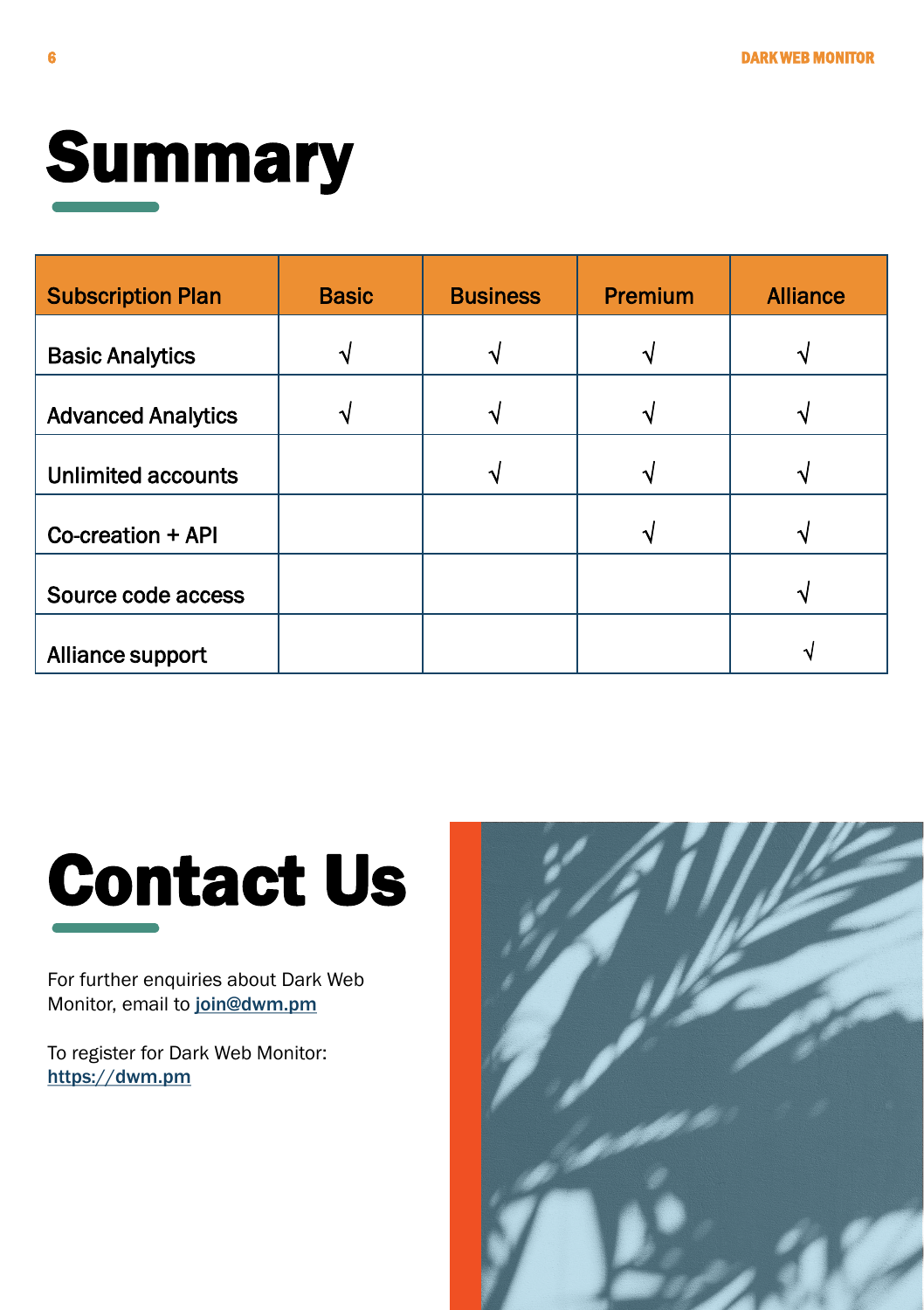# Summary

| Subscription Plan | Basic | Business | Premium | Alliance |
|---|---|---|---|---|
| Basic Analytics | √ | √ | √ | √ |
| Advanced Analytics | √ | √ | √ | √ |
| Unlimited accounts | | √ | √ | √ |
| Co-creation + API | | | √ | √ |
| Source code access | | | | √ |
| Alliance support | | | | √ |

# Contact Us

For further enquiries about Dark Web Monitor, email to **join@dwm.pm**

To register for Dark Web Monitor: **https://dwm.pm**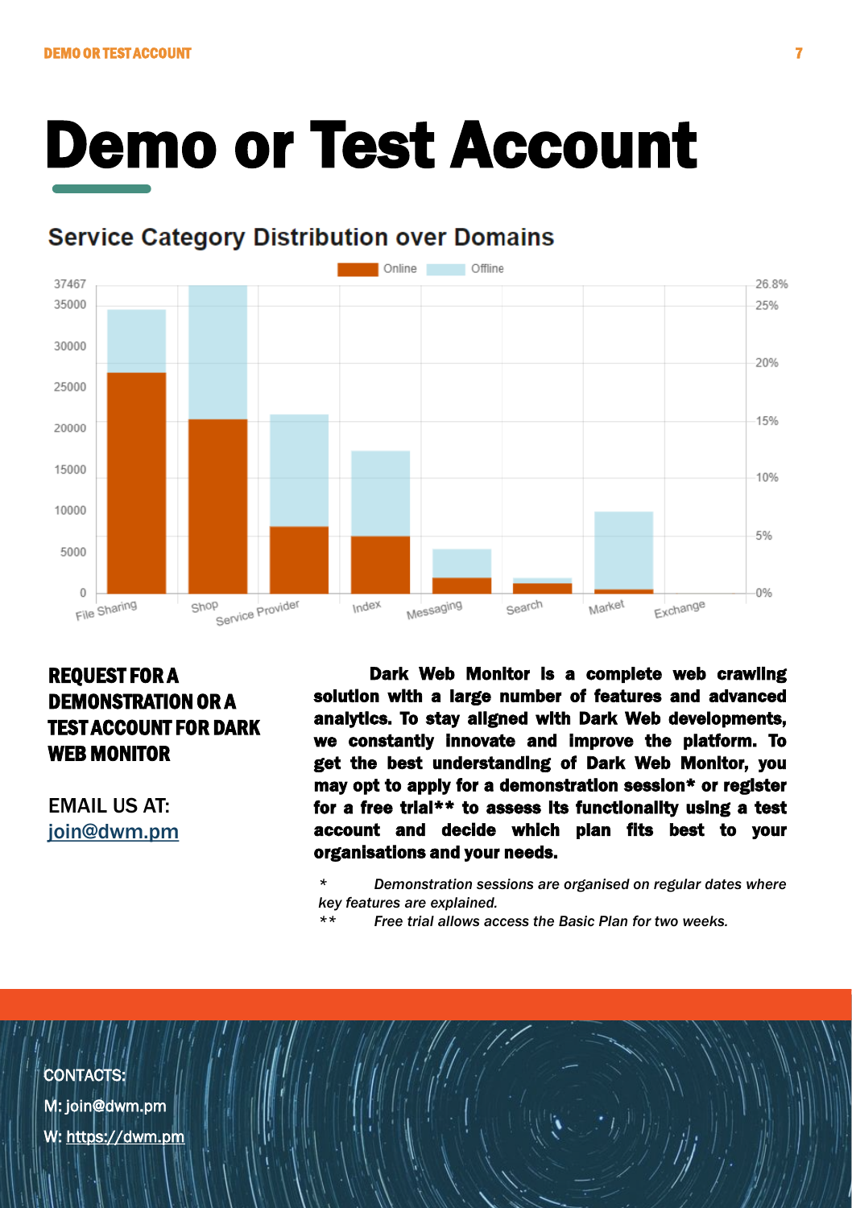# Demo or Test Account

## Service Category Distribution over Domains

Online Offline

37467
35000
30000
25000
20000
15000
10000
5000
0

26.8%
25%
20%
15%
10%
5%
0%

File Sharing
Shop
Service Provider
Index
Messaging
Search
Market
Exchange

### REQUEST FOR A DEMONSTRATION OR A TEST ACCOUNT FOR DARK WEB MONITOR

EMAIL US AT:
[join@dwm.pm](mailto:join@dwm.pm)

**Dark Web Monitor is a complete web crawling solution with a large number of features and advanced analytics. To stay aligned with Dark Web developments, we constantly innovate and improve the platform. To get the best understanding of Dark Web Monitor, you may opt to apply for a demonstration session* or register for a free trial** to assess its functionality using a test account and decide which plan fits best to your organisations and your needs.**

\* *Demonstration sessions are organised on regular dates where key features are explained.*

\*\* *Free trial allows access the Basic Plan for two weeks.*

CONTACTS:

M: join@dwm.pm

W: [https://dwm.pm](https://dwm.pm)